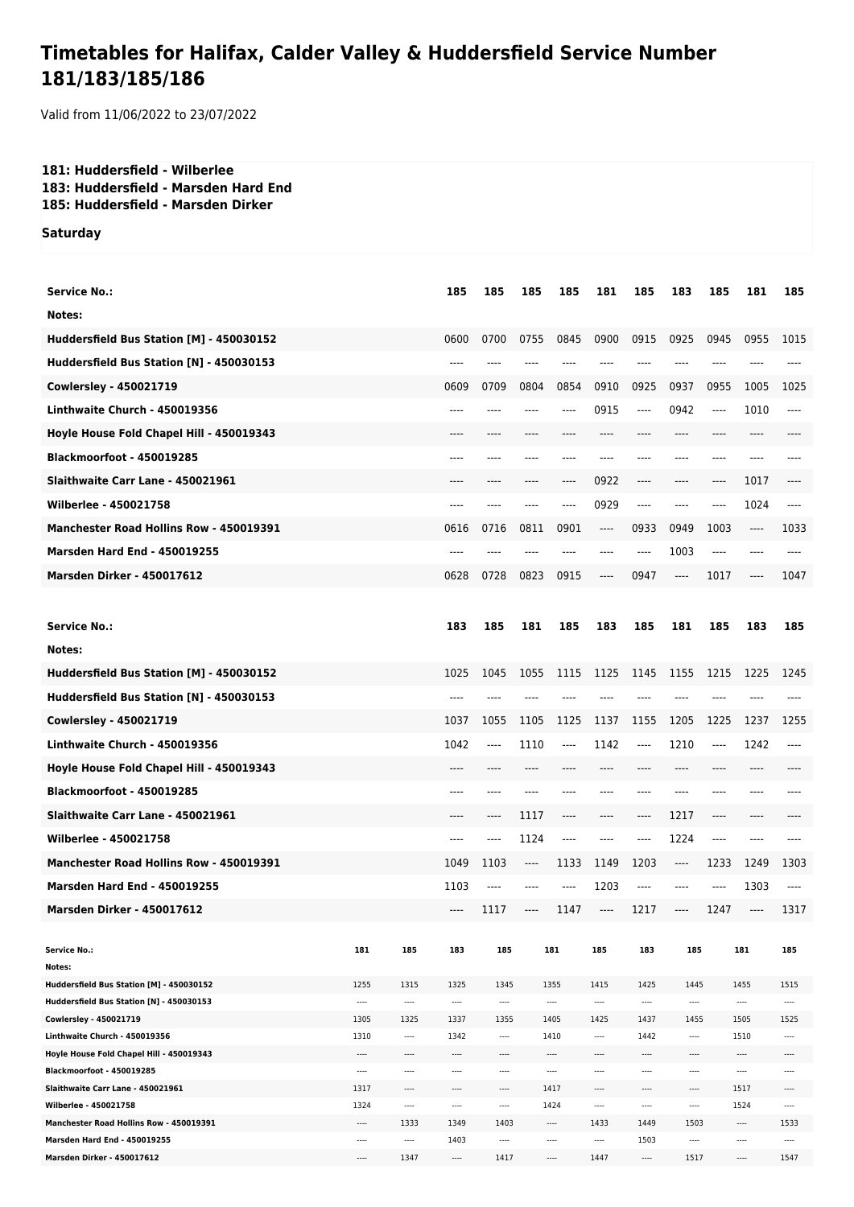# Timetables for Halifax, Calder Valley & Huddersfield Service Number 181/183/185/186

Valid from 11/06/2022 to 23/07/2022

**181: Huddersfield - Wilberlee**
**183: Huddersfield - Marsden Hard End**
**185: Huddersfield - Marsden Dirker**

**Saturday**

| Service No.: | 185 | 185 | 185 | 185 | 181 | 185 | 183 | 185 | 181 | 185 |
|---|---|---|---|---|---|---|---|---|---|---|
| Notes: | | | | | | | | | | |
| Huddersfield Bus Station [M] - 450030152 | 0600 | 0700 | 0755 | 0845 | 0900 | 0915 | 0925 | 0945 | 0955 | 1015 |
| Huddersfield Bus Station [N] - 450030153 | ---- | ---- | ---- | ---- | ---- | ---- | ---- | ---- | ---- | ---- |
| Cowlersley - 450021719 | 0609 | 0709 | 0804 | 0854 | 0910 | 0925 | 0937 | 0955 | 1005 | 1025 |
| Linthwaite Church - 450019356 | ---- | ---- | ---- | ---- | 0915 | ---- | 0942 | ---- | 1010 | ---- |
| Hoyle House Fold Chapel Hill - 450019343 | ---- | ---- | ---- | ---- | ---- | ---- | ---- | ---- | ---- | ---- |
| Blackmoorfoot - 450019285 | ---- | ---- | ---- | ---- | ---- | ---- | ---- | ---- | ---- | ---- |
| Slaithwaite Carr Lane - 450021961 | ---- | ---- | ---- | ---- | 0922 | ---- | ---- | ---- | 1017 | ---- |
| Wilberlee - 450021758 | ---- | ---- | ---- | ---- | 0929 | ---- | ---- | ---- | 1024 | ---- |
| Manchester Road Hollins Row - 450019391 | 0616 | 0716 | 0811 | 0901 | ---- | 0933 | 0949 | 1003 | ---- | 1033 |
| Marsden Hard End - 450019255 | ---- | ---- | ---- | ---- | ---- | ---- | 1003 | ---- | ---- | ---- |
| Marsden Dirker - 450017612 | 0628 | 0728 | 0823 | 0915 | ---- | 0947 | ---- | 1017 | ---- | 1047 |

| Service No.: | 183 | 185 | 181 | 185 | 183 | 185 | 181 | 185 | 183 | 185 |
|---|---|---|---|---|---|---|---|---|---|---|
| Notes: | | | | | | | | | | |
| Huddersfield Bus Station [M] - 450030152 | 1025 | 1045 | 1055 | 1115 | 1125 | 1145 | 1155 | 1215 | 1225 | 1245 |
| Huddersfield Bus Station [N] - 450030153 | ---- | ---- | ---- | ---- | ---- | ---- | ---- | ---- | ---- | ---- |
| Cowlersley - 450021719 | 1037 | 1055 | 1105 | 1125 | 1137 | 1155 | 1205 | 1225 | 1237 | 1255 |
| Linthwaite Church - 450019356 | 1042 | ---- | 1110 | ---- | 1142 | ---- | 1210 | ---- | 1242 | ---- |
| Hoyle House Fold Chapel Hill - 450019343 | ---- | ---- | ---- | ---- | ---- | ---- | ---- | ---- | ---- | ---- |
| Blackmoorfoot - 450019285 | ---- | ---- | ---- | ---- | ---- | ---- | ---- | ---- | ---- | ---- |
| Slaithwaite Carr Lane - 450021961 | ---- | ---- | 1117 | ---- | ---- | ---- | 1217 | ---- | ---- | ---- |
| Wilberlee - 450021758 | ---- | ---- | 1124 | ---- | ---- | ---- | 1224 | ---- | ---- | ---- |
| Manchester Road Hollins Row - 450019391 | 1049 | 1103 | ---- | 1133 | 1149 | 1203 | ---- | 1233 | 1249 | 1303 |
| Marsden Hard End - 450019255 | 1103 | ---- | ---- | ---- | 1203 | ---- | ---- | ---- | 1303 | ---- |
| Marsden Dirker - 450017612 | ---- | 1117 | ---- | 1147 | ---- | 1217 | ---- | 1247 | ---- | 1317 |

| Service No.: | 181 | 185 | 183 | 185 | 181 | 185 | 183 | 185 | 181 | 185 |
|---|---|---|---|---|---|---|---|---|---|---|
| Notes: | | | | | | | | | | |
| Huddersfield Bus Station [M] - 450030152 | 1255 | 1315 | 1325 | 1345 | 1355 | 1415 | 1425 | 1445 | 1455 | 1515 |
| Huddersfield Bus Station [N] - 450030153 | ---- | ---- | ---- | ---- | ---- | ---- | ---- | ---- | ---- | ---- |
| Cowlersley - 450021719 | 1305 | 1325 | 1337 | 1355 | 1405 | 1425 | 1437 | 1455 | 1505 | 1525 |
| Linthwaite Church - 450019356 | 1310 | ---- | 1342 | ---- | 1410 | ---- | 1442 | ---- | 1510 | ---- |
| Hoyle House Fold Chapel Hill - 450019343 | ---- | ---- | ---- | ---- | ---- | ---- | ---- | ---- | ---- | ---- |
| Blackmoorfoot - 450019285 | ---- | ---- | ---- | ---- | ---- | ---- | ---- | ---- | ---- | ---- |
| Slaithwaite Carr Lane - 450021961 | 1317 | ---- | ---- | ---- | 1417 | ---- | ---- | ---- | 1517 | ---- |
| Wilberlee - 450021758 | 1324 | ---- | ---- | ---- | 1424 | ---- | ---- | ---- | 1524 | ---- |
| Manchester Road Hollins Row - 450019391 | ---- | 1333 | 1349 | 1403 | ---- | 1433 | 1449 | 1503 | ---- | 1533 |
| Marsden Hard End - 450019255 | ---- | ---- | 1403 | ---- | ---- | ---- | 1503 | ---- | ---- | ---- |
| Marsden Dirker - 450017612 | ---- | 1347 | ---- | 1417 | ---- | 1447 | ---- | 1517 | ---- | 1547 |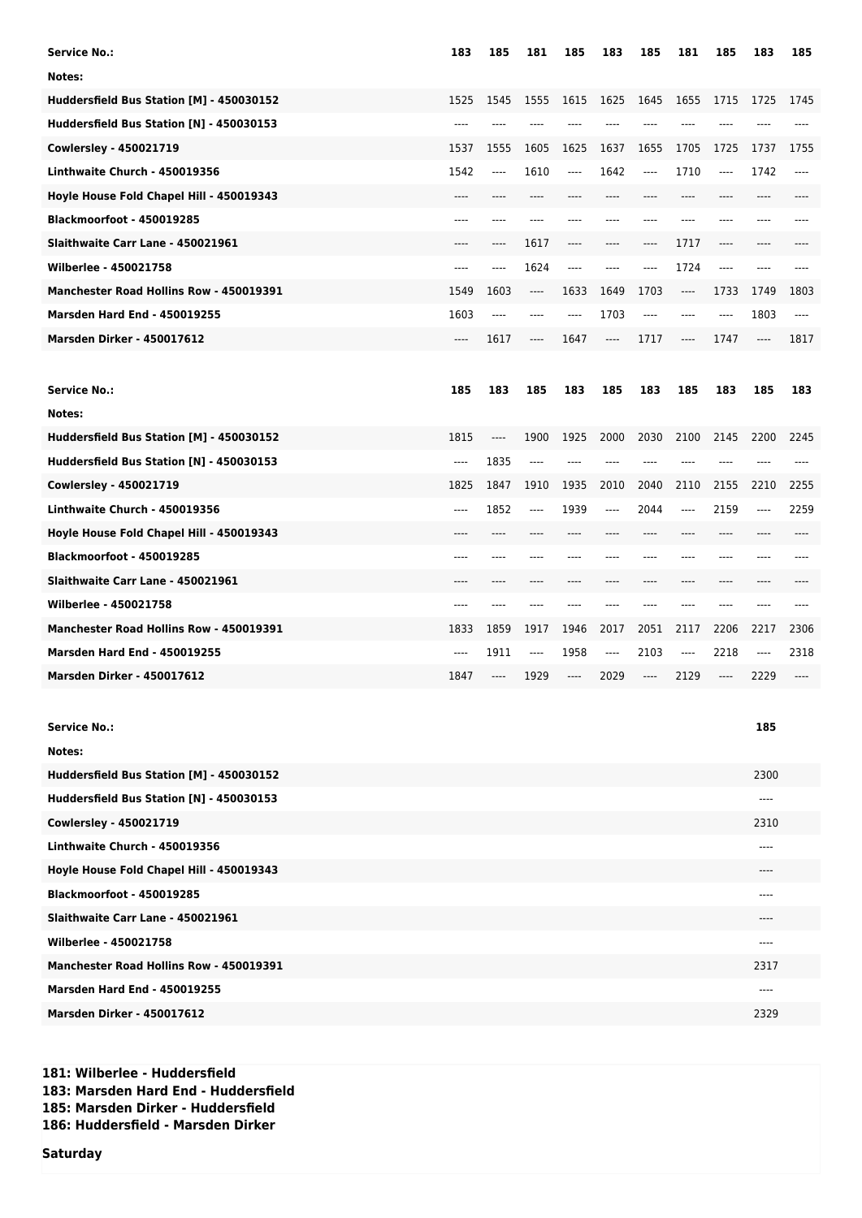| Service No.: | 183 | 185 | 181 | 185 | 183 | 185 | 181 | 185 | 183 | 185 |
|---|---|---|---|---|---|---|---|---|---|---|
| Notes: | | | | | | | | | | |
| Huddersfield Bus Station [M] - 450030152 | 1525 | 1545 | 1555 | 1615 | 1625 | 1645 | 1655 | 1715 | 1725 | 1745 |
| Huddersfield Bus Station [N] - 450030153 | ---- | ---- | ---- | ---- | ---- | ---- | ---- | ---- | ---- | ---- |
| Cowlersley - 450021719 | 1537 | 1555 | 1605 | 1625 | 1637 | 1655 | 1705 | 1725 | 1737 | 1755 |
| Linthwaite Church - 450019356 | 1542 | ---- | 1610 | ---- | 1642 | ---- | 1710 | ---- | 1742 | ---- |
| Hoyle House Fold Chapel Hill - 450019343 | ---- | ---- | ---- | ---- | ---- | ---- | ---- | ---- | ---- | ---- |
| Blackmoorfoot - 450019285 | ---- | ---- | ---- | ---- | ---- | ---- | ---- | ---- | ---- | ---- |
| Slaithwaite Carr Lane - 450021961 | ---- | ---- | 1617 | ---- | ---- | ---- | 1717 | ---- | ---- | ---- |
| Wilberlee - 450021758 | ---- | ---- | 1624 | ---- | ---- | ---- | 1724 | ---- | ---- | ---- |
| Manchester Road Hollins Row - 450019391 | 1549 | 1603 | ---- | 1633 | 1649 | 1703 | ---- | 1733 | 1749 | 1803 |
| Marsden Hard End - 450019255 | 1603 | ---- | ---- | ---- | 1703 | ---- | ---- | ---- | 1803 | ---- |
| Marsden Dirker - 450017612 | ---- | 1617 | ---- | 1647 | ---- | 1717 | ---- | 1747 | ---- | 1817 |

| Service No.: | 185 | 183 | 185 | 183 | 185 | 183 | 185 | 183 | 185 | 183 |
|---|---|---|---|---|---|---|---|---|---|---|
| Notes: | | | | | | | | | | |
| Huddersfield Bus Station [M] - 450030152 | 1815 | ---- | 1900 | 1925 | 2000 | 2030 | 2100 | 2145 | 2200 | 2245 |
| Huddersfield Bus Station [N] - 450030153 | ---- | 1835 | ---- | ---- | ---- | ---- | ---- | ---- | ---- | ---- |
| Cowlersley - 450021719 | 1825 | 1847 | 1910 | 1935 | 2010 | 2040 | 2110 | 2155 | 2210 | 2255 |
| Linthwaite Church - 450019356 | ---- | 1852 | ---- | 1939 | ---- | 2044 | ---- | 2159 | ---- | 2259 |
| Hoyle House Fold Chapel Hill - 450019343 | ---- | ---- | ---- | ---- | ---- | ---- | ---- | ---- | ---- | ---- |
| Blackmoorfoot - 450019285 | ---- | ---- | ---- | ---- | ---- | ---- | ---- | ---- | ---- | ---- |
| Slaithwaite Carr Lane - 450021961 | ---- | ---- | ---- | ---- | ---- | ---- | ---- | ---- | ---- | ---- |
| Wilberlee - 450021758 | ---- | ---- | ---- | ---- | ---- | ---- | ---- | ---- | ---- | ---- |
| Manchester Road Hollins Row - 450019391 | 1833 | 1859 | 1917 | 1946 | 2017 | 2051 | 2117 | 2206 | 2217 | 2306 |
| Marsden Hard End - 450019255 | ---- | 1911 | ---- | 1958 | ---- | 2103 | ---- | 2218 | ---- | 2318 |
| Marsden Dirker - 450017612 | 1847 | ---- | 1929 | ---- | 2029 | ---- | 2129 | ---- | 2229 | ---- |

| Service No.: | 185 |
|---|---|
| Notes: | |
| Huddersfield Bus Station [M] - 450030152 | 2300 |
| Huddersfield Bus Station [N] - 450030153 | ---- |
| Cowlersley - 450021719 | 2310 |
| Linthwaite Church - 450019356 | ---- |
| Hoyle House Fold Chapel Hill - 450019343 | ---- |
| Blackmoorfoot - 450019285 | ---- |
| Slaithwaite Carr Lane - 450021961 | ---- |
| Wilberlee - 450021758 | ---- |
| Manchester Road Hollins Row - 450019391 | 2317 |
| Marsden Hard End - 450019255 | ---- |
| Marsden Dirker - 450017612 | 2329 |

**181: Wilberlee - Huddersfield**
**183: Marsden Hard End - Huddersfield**
**185: Marsden Dirker - Huddersfield**
**186: Huddersfield - Marsden Dirker**

**Saturday**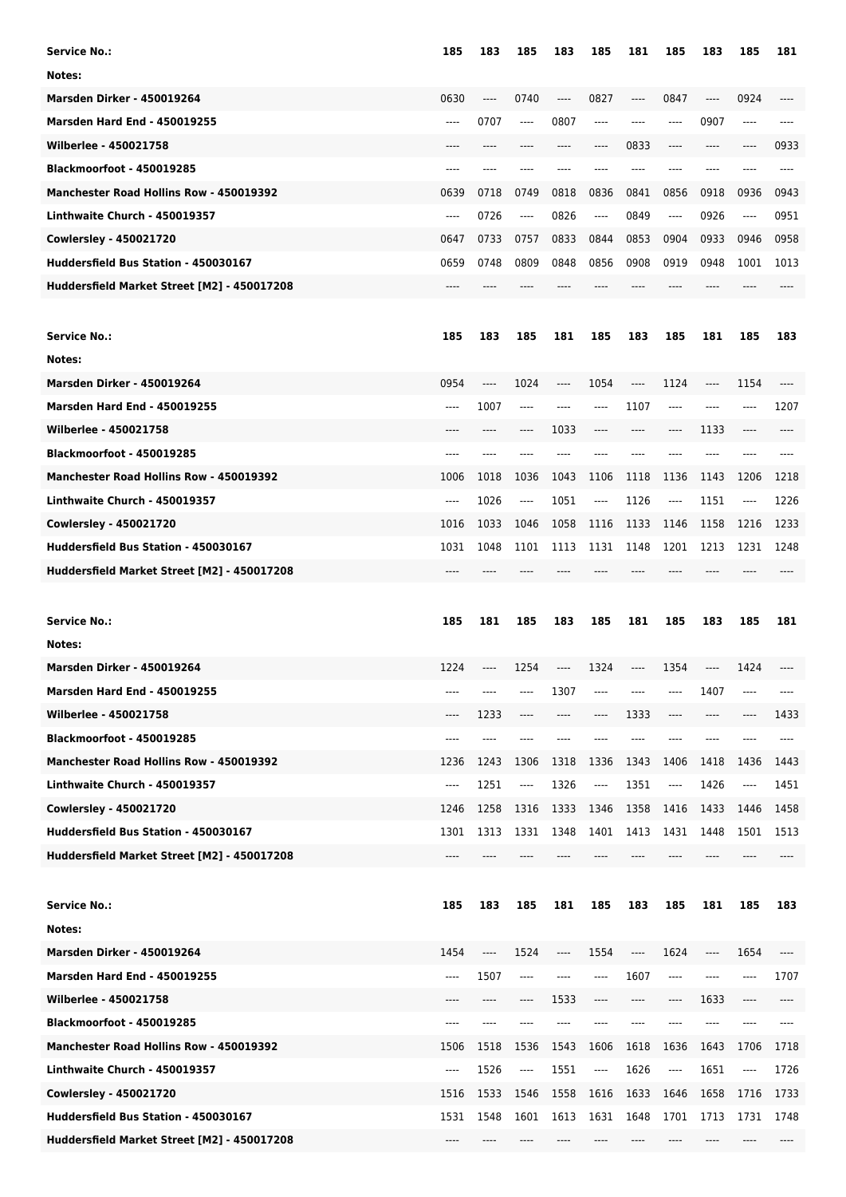| Service No.: | 185 | 183 | 185 | 183 | 185 | 181 | 185 | 183 | 185 | 181 |
|---|---|---|---|---|---|---|---|---|---|---|
| Notes: | | | | | | | | | | |
| Marsden Dirker - 450019264 | 0630 | ---- | 0740 | ---- | 0827 | ---- | 0847 | ---- | 0924 | ---- |
| Marsden Hard End - 450019255 | ---- | 0707 | ---- | 0807 | ---- | ---- | ---- | 0907 | ---- | ---- |
| Wilberlee - 450021758 | ---- | ---- | ---- | ---- | ---- | 0833 | ---- | ---- | ---- | 0933 |
| Blackmoorfoot - 450019285 | ---- | ---- | ---- | ---- | ---- | ---- | ---- | ---- | ---- | ---- |
| Manchester Road Hollins Row - 450019392 | 0639 | 0718 | 0749 | 0818 | 0836 | 0841 | 0856 | 0918 | 0936 | 0943 |
| Linthwaite Church - 450019357 | ---- | 0726 | ---- | 0826 | ---- | 0849 | ---- | 0926 | ---- | 0951 |
| Cowlersley - 450021720 | 0647 | 0733 | 0757 | 0833 | 0844 | 0853 | 0904 | 0933 | 0946 | 0958 |
| Huddersfield Bus Station - 450030167 | 0659 | 0748 | 0809 | 0848 | 0856 | 0908 | 0919 | 0948 | 1001 | 1013 |
| Huddersfield Market Street [M2] - 450017208 | ---- | ---- | ---- | ---- | ---- | ---- | ---- | ---- | ---- | ---- |

| Service No.: | 185 | 183 | 185 | 181 | 185 | 183 | 185 | 181 | 185 | 183 |
|---|---|---|---|---|---|---|---|---|---|---|
| Notes: | | | | | | | | | | |
| Marsden Dirker - 450019264 | 0954 | ---- | 1024 | ---- | 1054 | ---- | 1124 | ---- | 1154 | ---- |
| Marsden Hard End - 450019255 | ---- | 1007 | ---- | ---- | ---- | 1107 | ---- | ---- | ---- | 1207 |
| Wilberlee - 450021758 | ---- | ---- | ---- | 1033 | ---- | ---- | ---- | 1133 | ---- | ---- |
| Blackmoorfoot - 450019285 | ---- | ---- | ---- | ---- | ---- | ---- | ---- | ---- | ---- | ---- |
| Manchester Road Hollins Row - 450019392 | 1006 | 1018 | 1036 | 1043 | 1106 | 1118 | 1136 | 1143 | 1206 | 1218 |
| Linthwaite Church - 450019357 | ---- | 1026 | ---- | 1051 | ---- | 1126 | ---- | 1151 | ---- | 1226 |
| Cowlersley - 450021720 | 1016 | 1033 | 1046 | 1058 | 1116 | 1133 | 1146 | 1158 | 1216 | 1233 |
| Huddersfield Bus Station - 450030167 | 1031 | 1048 | 1101 | 1113 | 1131 | 1148 | 1201 | 1213 | 1231 | 1248 |
| Huddersfield Market Street [M2] - 450017208 | ---- | ---- | ---- | ---- | ---- | ---- | ---- | ---- | ---- | ---- |

| Service No.: | 185 | 181 | 185 | 183 | 185 | 181 | 185 | 183 | 185 | 181 |
|---|---|---|---|---|---|---|---|---|---|---|
| Notes: | | | | | | | | | | |
| Marsden Dirker - 450019264 | 1224 | ---- | 1254 | ---- | 1324 | ---- | 1354 | ---- | 1424 | ---- |
| Marsden Hard End - 450019255 | ---- | ---- | ---- | 1307 | ---- | ---- | ---- | 1407 | ---- | ---- |
| Wilberlee - 450021758 | ---- | 1233 | ---- | ---- | ---- | 1333 | ---- | ---- | ---- | 1433 |
| Blackmoorfoot - 450019285 | ---- | ---- | ---- | ---- | ---- | ---- | ---- | ---- | ---- | ---- |
| Manchester Road Hollins Row - 450019392 | 1236 | 1243 | 1306 | 1318 | 1336 | 1343 | 1406 | 1418 | 1436 | 1443 |
| Linthwaite Church - 450019357 | ---- | 1251 | ---- | 1326 | ---- | 1351 | ---- | 1426 | ---- | 1451 |
| Cowlersley - 450021720 | 1246 | 1258 | 1316 | 1333 | 1346 | 1358 | 1416 | 1433 | 1446 | 1458 |
| Huddersfield Bus Station - 450030167 | 1301 | 1313 | 1331 | 1348 | 1401 | 1413 | 1431 | 1448 | 1501 | 1513 |
| Huddersfield Market Street [M2] - 450017208 | ---- | ---- | ---- | ---- | ---- | ---- | ---- | ---- | ---- | ---- |

| Service No.: | 185 | 183 | 185 | 181 | 185 | 183 | 185 | 181 | 185 | 183 |
|---|---|---|---|---|---|---|---|---|---|---|
| Notes: | | | | | | | | | | |
| Marsden Dirker - 450019264 | 1454 | ---- | 1524 | ---- | 1554 | ---- | 1624 | ---- | 1654 | ---- |
| Marsden Hard End - 450019255 | ---- | 1507 | ---- | ---- | ---- | 1607 | ---- | ---- | ---- | 1707 |
| Wilberlee - 450021758 | ---- | ---- | ---- | 1533 | ---- | ---- | ---- | 1633 | ---- | ---- |
| Blackmoorfoot - 450019285 | ---- | ---- | ---- | ---- | ---- | ---- | ---- | ---- | ---- | ---- |
| Manchester Road Hollins Row - 450019392 | 1506 | 1518 | 1536 | 1543 | 1606 | 1618 | 1636 | 1643 | 1706 | 1718 |
| Linthwaite Church - 450019357 | ---- | 1526 | ---- | 1551 | ---- | 1626 | ---- | 1651 | ---- | 1726 |
| Cowlersley - 450021720 | 1516 | 1533 | 1546 | 1558 | 1616 | 1633 | 1646 | 1658 | 1716 | 1733 |
| Huddersfield Bus Station - 450030167 | 1531 | 1548 | 1601 | 1613 | 1631 | 1648 | 1701 | 1713 | 1731 | 1748 |
| Huddersfield Market Street [M2] - 450017208 | ---- | ---- | ---- | ---- | ---- | ---- | ---- | ---- | ---- | ---- |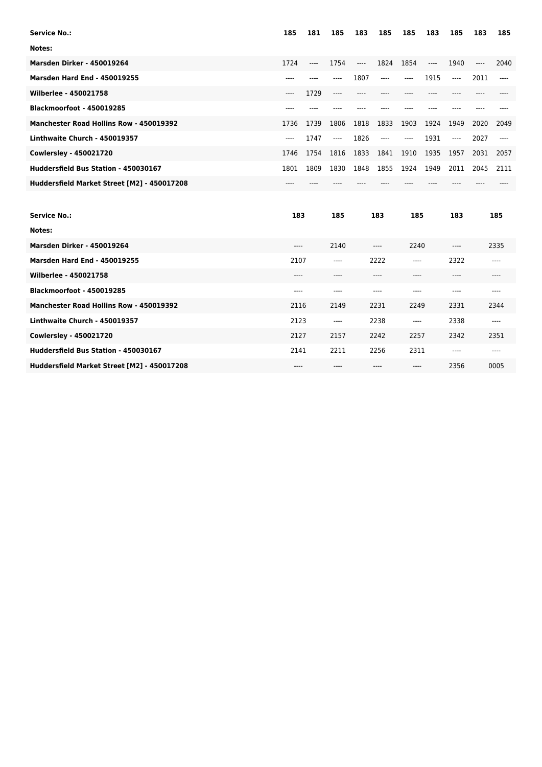| Service No.: | 185 | 181 | 185 | 183 | 185 | 185 | 183 | 185 | 183 | 185 |
|---|---|---|---|---|---|---|---|---|---|---|
| Notes: | | | | | | | | | | |
| Marsden Dirker - 450019264 | 1724 | ---- | 1754 | ---- | 1824 | 1854 | ---- | 1940 | ---- | 2040 |
| Marsden Hard End - 450019255 | ---- | ---- | ---- | 1807 | ---- | ---- | 1915 | ---- | 2011 | ---- |
| Wilberlee - 450021758 | ---- | 1729 | ---- | ---- | ---- | ---- | ---- | ---- | ---- | ---- |
| Blackmoorfoot - 450019285 | ---- | ---- | ---- | ---- | ---- | ---- | ---- | ---- | ---- | ---- |
| Manchester Road Hollins Row - 450019392 | 1736 | 1739 | 1806 | 1818 | 1833 | 1903 | 1924 | 1949 | 2020 | 2049 |
| Linthwaite Church - 450019357 | ---- | 1747 | ---- | 1826 | ---- | ---- | 1931 | ---- | 2027 | ---- |
| Cowlersley - 450021720 | 1746 | 1754 | 1816 | 1833 | 1841 | 1910 | 1935 | 1957 | 2031 | 2057 |
| Huddersfield Bus Station - 450030167 | 1801 | 1809 | 1830 | 1848 | 1855 | 1924 | 1949 | 2011 | 2045 | 2111 |
| Huddersfield Market Street [M2] - 450017208 | ---- | ---- | ---- | ---- | ---- | ---- | ---- | ---- | ---- | ---- |

| Service No.: | 183 | 185 | 183 | 185 | 183 | 185 |
|---|---|---|---|---|---|---|
| Notes: | | | | | | |
| Marsden Dirker - 450019264 | ---- | 2140 | ---- | 2240 | ---- | 2335 |
| Marsden Hard End - 450019255 | 2107 | ---- | 2222 | ---- | 2322 | ---- |
| Wilberlee - 450021758 | ---- | ---- | ---- | ---- | ---- | ---- |
| Blackmoorfoot - 450019285 | ---- | ---- | ---- | ---- | ---- | ---- |
| Manchester Road Hollins Row - 450019392 | 2116 | 2149 | 2231 | 2249 | 2331 | 2344 |
| Linthwaite Church - 450019357 | 2123 | ---- | 2238 | ---- | 2338 | ---- |
| Cowlersley - 450021720 | 2127 | 2157 | 2242 | 2257 | 2342 | 2351 |
| Huddersfield Bus Station - 450030167 | 2141 | 2211 | 2256 | 2311 | ---- | ---- |
| Huddersfield Market Street [M2] - 450017208 | ---- | ---- | ---- | ---- | 2356 | 0005 |